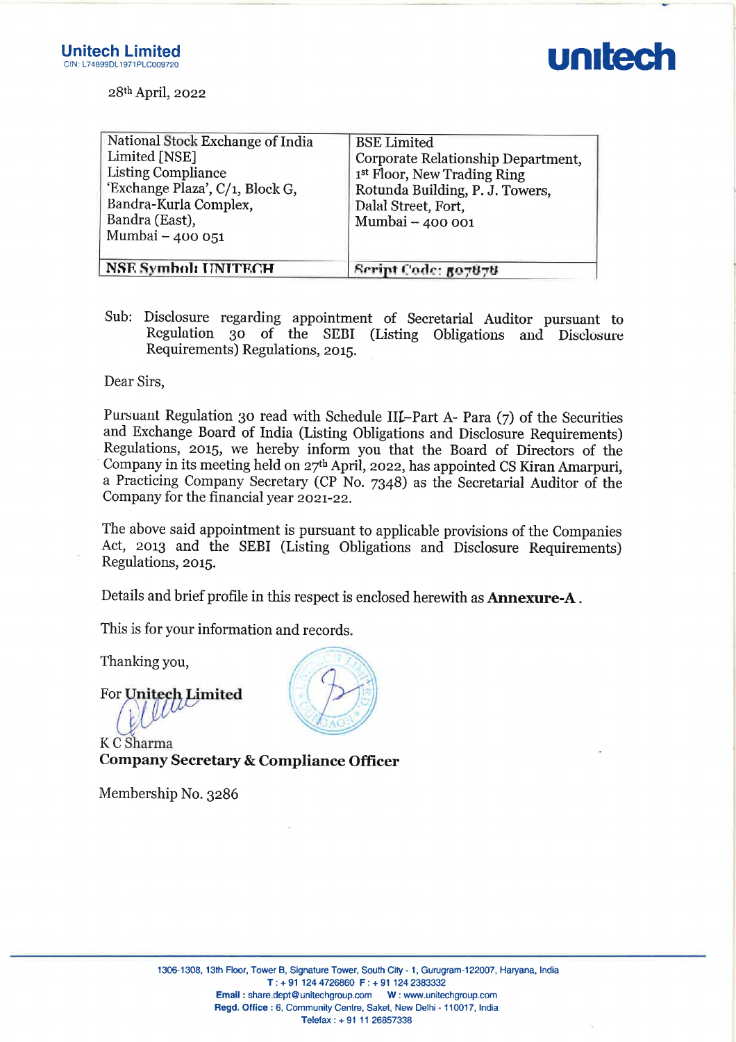**Unitech Limited**
CIN: L74899DL1971PLC009720

**unitech**

28th April, 2022

| National Stock Exchange of India Limited [NSE]<br>Listing Compliance<br>'Exchange Plaza', C/1, Block G,<br>Bandra-Kurla Complex,<br>Bandra (East),<br>Mumbai – 400 051 | BSE Limited<br>Corporate Relationship Department,<br>1st Floor, New Trading Ring<br>Rotunda Building, P. J. Towers,<br>Dalal Street, Fort,<br>Mumbai – 400 001 |
|---|---|
| **NSE Symbol: UNITECH** | **Script Code: 507878** |

Sub: Disclosure regarding appointment of Secretarial Auditor pursuant to Regulation 30 of the SEBI (Listing Obligations and Disclosure Requirements) Regulations, 2015.

Dear Sirs,

Pursuant Regulation 30 read with Schedule III–Part A- Para (7) of the Securities and Exchange Board of India (Listing Obligations and Disclosure Requirements) Regulations, 2015, we hereby inform you that the Board of Directors of the Company in its meeting held on 27th April, 2022, has appointed CS Kiran Amarpuri, a Practicing Company Secretary (CP No. 7348) as the Secretarial Auditor of the Company for the financial year 2021-22.

The above said appointment is pursuant to applicable provisions of the Companies Act, 2013 and the SEBI (Listing Obligations and Disclosure Requirements) Regulations, 2015.

Details and brief profile in this respect is enclosed herewith as **Annexure-A**.

This is for your information and records.

Thanking you,

For **Unitech Limited**

K C Sharma
**Company Secretary & Compliance Officer**

Membership No. 3286

1306-1308, 13th Floor, Tower B, Signature Tower, South City - 1, Gurugram-122007, Haryana, India
T : + 91 124 4726860 F : + 91 124 2383332
Email : share.dept@unitechgroup.com W : www.unitechgroup.com
Regd. Office : 6, Community Centre, Saket, New Delhi - 110017, India
Telefax : + 91 11 26857338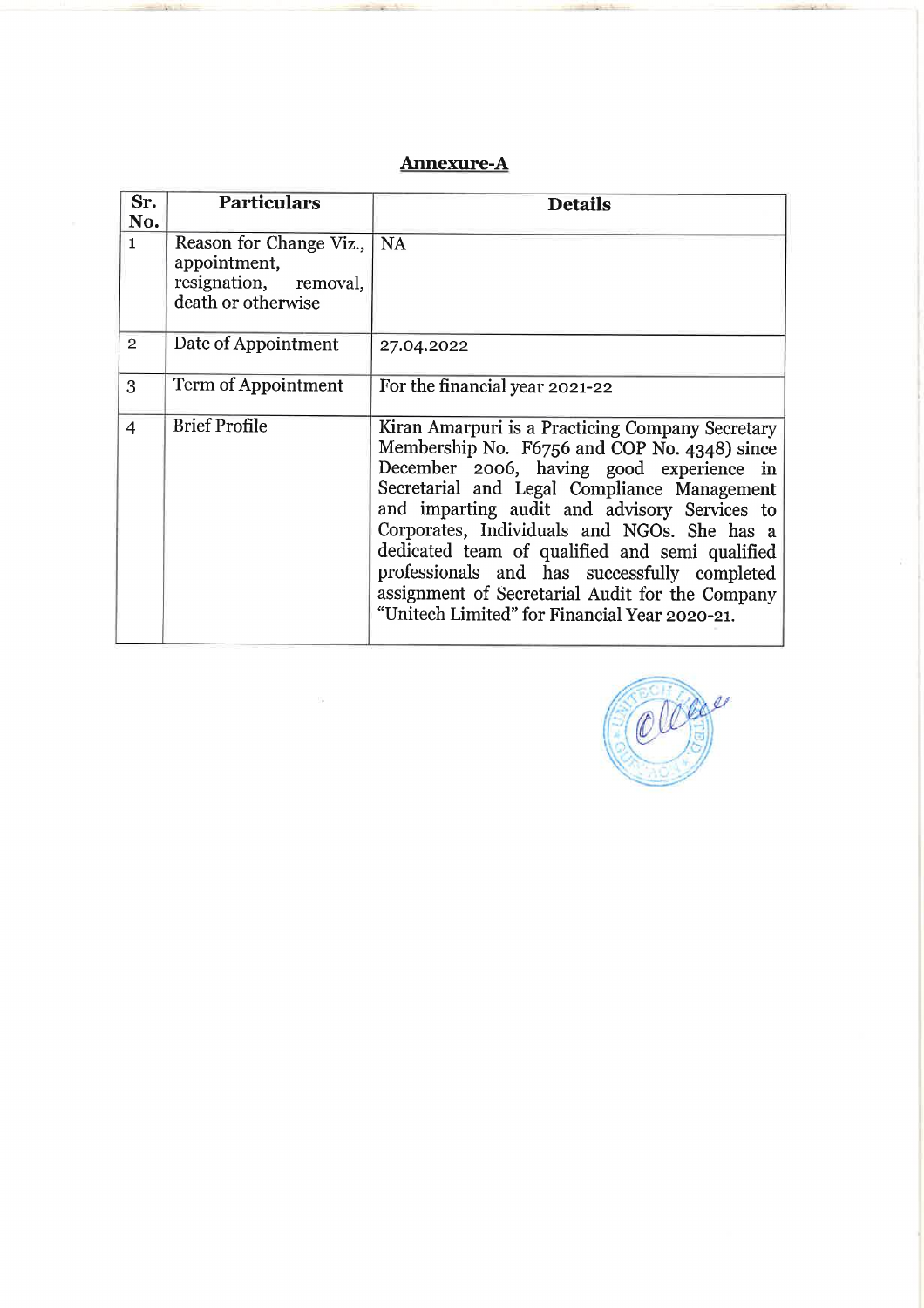## Annexure-A

| Sr. No. | Particulars | Details |
|---|---|---|
| 1 | Reason for Change Viz., appointment, resignation, removal, death or otherwise | NA |
| 2 | Date of Appointment | 27.04.2022 |
| 3 | Term of Appointment | For the financial year 2021-22 |
| 4 | Brief Profile | Kiran Amarpuri is a Practicing Company Secretary Membership No. F6756 and COP No. 4348) since December 2006, having good experience in Secretarial and Legal Compliance Management and imparting audit and advisory Services to Corporates, Individuals and NGOs. She has a dedicated team of qualified and semi qualified professionals and has successfully completed assignment of Secretarial Audit for the Company "Unitech Limited" for Financial Year 2020-21. |